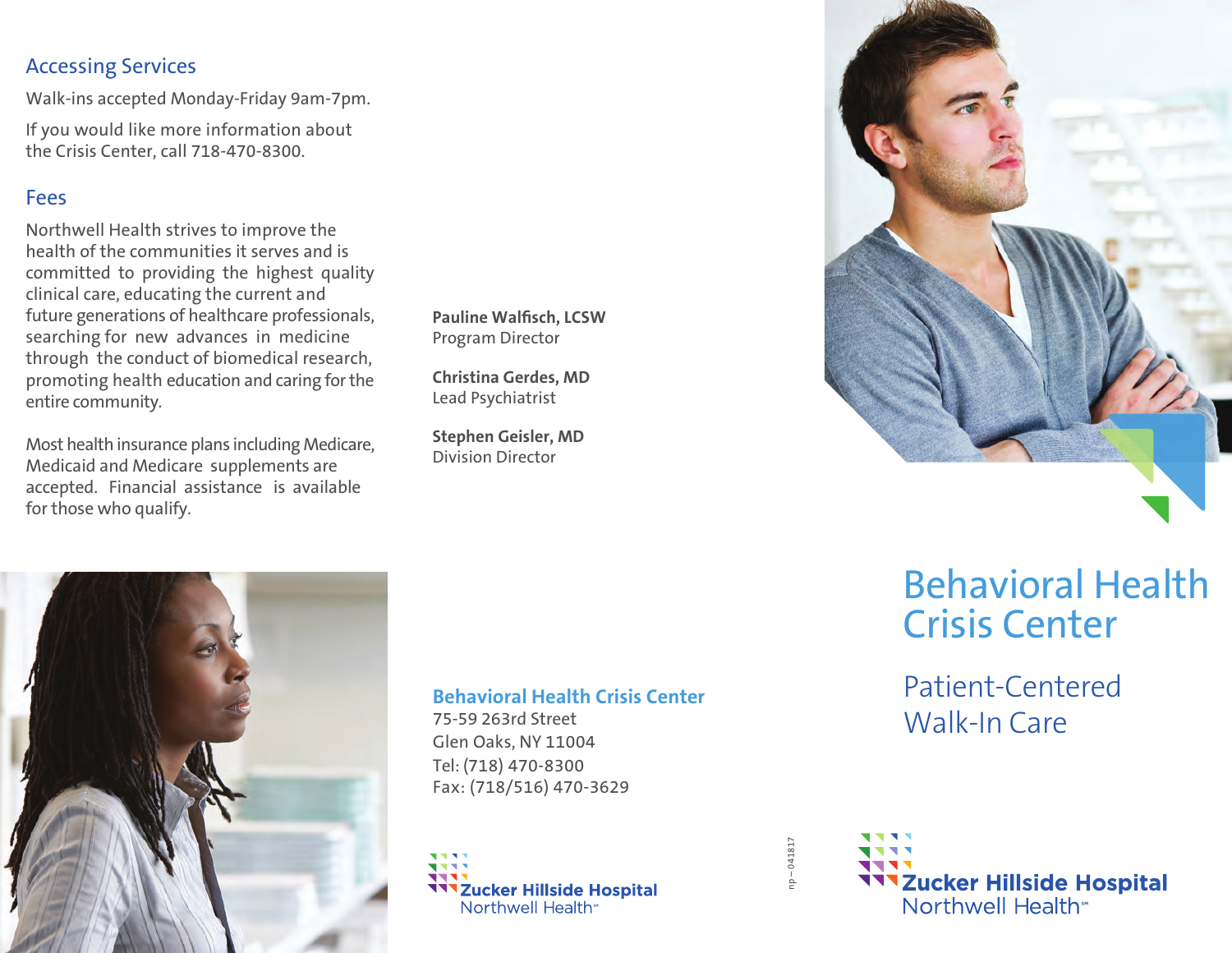## Accessing Services

Walk-ins accepted Monday-Friday 9am-7pm.

If you would like more information about the Crisis Center, call 718-470-8300.

## Fees

Northwell Health strives to improve the health of the communities it serves and is committed to providing the highest quality clinical care, educating the current and future generations of healthcare professionals, searching for new advances in medicine through the conduct of biomedical research, promoting health education and caring for the entire community.

Most health insurance plans including Medicare, Medicaid and Medicare supplements are accepted. Financial assistance is available for those who qualify.

**Pauline Walfisch, LCSW**
Program Director

**Christina Gerdes, MD**
Lead Psychiatrist

**Stephen Geisler, MD**
Division Director

**Behavioral Health Crisis Center**
75-59 263rd Street
Glen Oaks, NY 11004
Tel: (718) 470-8300
Fax: (718/516) 470-3629

**Zucker Hillside Hospital**
Northwell Health℠

np – 041817

# Behavioral Health Crisis Center

## Patient-Centered Walk-In Care

**Zucker Hillside Hospital**
Northwell Health℠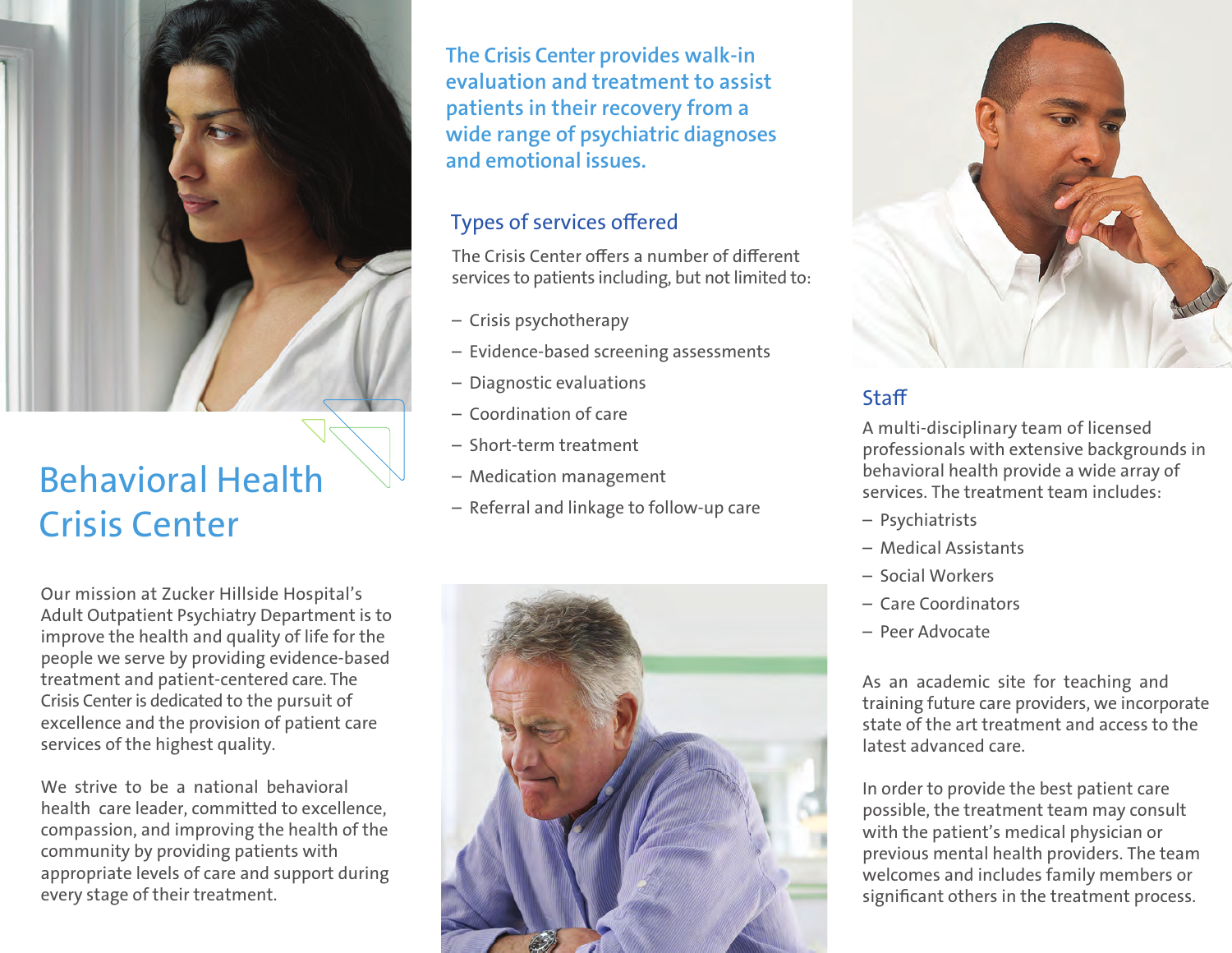# Behavioral Health Crisis Center

Our mission at Zucker Hillside Hospital's Adult Outpatient Psychiatry Department is to improve the health and quality of life for the people we serve by providing evidence-based treatment and patient-centered care. The Crisis Center is dedicated to the pursuit of excellence and the provision of patient care services of the highest quality.

We strive to be a national behavioral health care leader, committed to excellence, compassion, and improving the health of the community by providing patients with appropriate levels of care and support during every stage of their treatment.

**The Crisis Center provides walk-in evaluation and treatment to assist patients in their recovery from a wide range of psychiatric diagnoses and emotional issues.**

## Types of services offered

The Crisis Center offers a number of different services to patients including, but not limited to:

- Crisis psychotherapy
- Evidence-based screening assessments
- Diagnostic evaluations
- Coordination of care
- Short-term treatment
- Medication management
- Referral and linkage to follow-up care

## Staff

A multi-disciplinary team of licensed professionals with extensive backgrounds in behavioral health provide a wide array of services. The treatment team includes:

- Psychiatrists
- Medical Assistants
- Social Workers
- Care Coordinators
- Peer Advocate

As an academic site for teaching and training future care providers, we incorporate state of the art treatment and access to the latest advanced care.

In order to provide the best patient care possible, the treatment team may consult with the patient's medical physician or previous mental health providers. The team welcomes and includes family members or significant others in the treatment process.